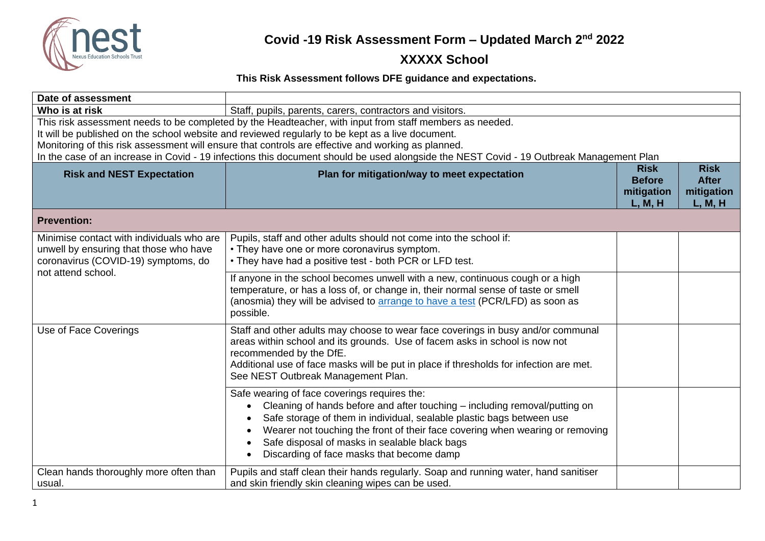# Covid -19 Risk Assessment Form – Updated March 2nd 2022

## XXXXX School

**This Risk Assessment follows DFE guidance and expectations.**

| **Date of assessment** | | | |
|---|---|---|---|
| **Who is at risk** | Staff, pupils, parents, carers, contractors and visitors. | | |

This risk assessment needs to be completed by the Headteacher, with input from staff members as needed.
It will be published on the school website and reviewed regularly to be kept as a live document.
Monitoring of this risk assessment will ensure that controls are effective and working as planned.
In the case of an increase in Covid - 19 infections this document should be used alongside the NEST Covid - 19 Outbreak Management Plan

| Risk and NEST Expectation | Plan for mitigation/way to meet expectation | Risk Before mitigation L, M, H | Risk After mitigation L, M, H |
|---|---|---|---|
| **Prevention:** | | | |
| Minimise contact with individuals who are unwell by ensuring that those who have coronavirus (COVID-19) symptoms, do not attend school. | Pupils, staff and other adults should not come into the school if:<br>• They have one or more coronavirus symptom.<br>• They have had a positive test - both PCR or LFD test. | | |
| | If anyone in the school becomes unwell with a new, continuous cough or a high temperature, or has a loss of, or change in, their normal sense of taste or smell (anosmia) they will be advised to [arrange to have a test]() (PCR/LFD) as soon as possible. | | |
| Use of Face Coverings | Staff and other adults may choose to wear face coverings in busy and/or communal areas within school and its grounds. Use of facem asks in school is now not recommended by the DfE.<br>Additional use of face masks will be put in place if thresholds for infection are met. See NEST Outbreak Management Plan. | | |
| | Safe wearing of face coverings requires the:<br>• Cleaning of hands before and after touching – including removal/putting on<br>• Safe storage of them in individual, sealable plastic bags between use<br>• Wearer not touching the front of their face covering when wearing or removing<br>• Safe disposal of masks in sealable black bags<br>• Discarding of face masks that become damp | | |
| Clean hands thoroughly more often than usual. | Pupils and staff clean their hands regularly. Soap and running water, hand sanitiser and skin friendly skin cleaning wipes can be used. | | |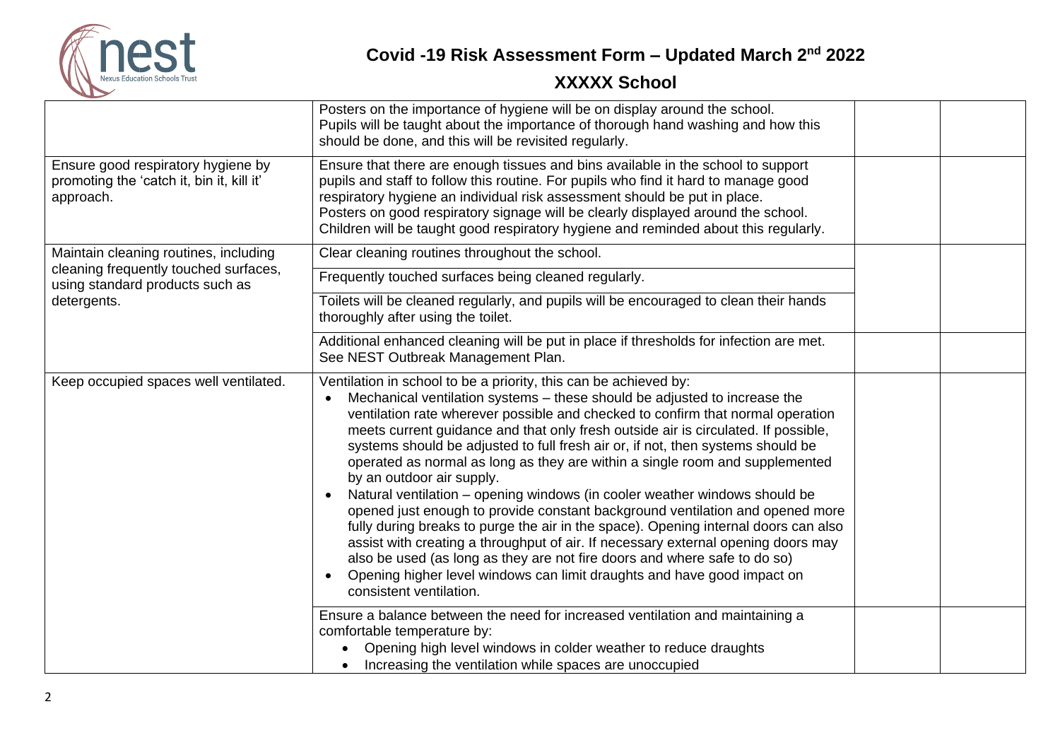| | | | |
|---|---|---|---|
| | Posters on the importance of hygiene will be on display around the school. Pupils will be taught about the importance of thorough hand washing and how this should be done, and this will be revisited regularly. | | |
| Ensure good respiratory hygiene by promoting the 'catch it, bin it, kill it' approach. | Ensure that there are enough tissues and bins available in the school to support pupils and staff to follow this routine. For pupils who find it hard to manage good respiratory hygiene an individual risk assessment should be put in place. Posters on good respiratory signage will be clearly displayed around the school. Children will be taught good respiratory hygiene and reminded about this regularly. | | |
| Maintain cleaning routines, including cleaning frequently touched surfaces, using standard products such as detergents. | Clear cleaning routines throughout the school. | | |
| | Frequently touched surfaces being cleaned regularly. | | |
| | Toilets will be cleaned regularly, and pupils will be encouraged to clean their hands thoroughly after using the toilet. | | |
| | Additional enhanced cleaning will be put in place if thresholds for infection are met. See NEST Outbreak Management Plan. | | |
| Keep occupied spaces well ventilated. | Ventilation in school to be a priority, this can be achieved by:<br>• Mechanical ventilation systems – these should be adjusted to increase the ventilation rate wherever possible and checked to confirm that normal operation meets current guidance and that only fresh outside air is circulated. If possible, systems should be adjusted to full fresh air or, if not, then systems should be operated as normal as long as they are within a single room and supplemented by an outdoor air supply.<br>• Natural ventilation – opening windows (in cooler weather windows should be opened just enough to provide constant background ventilation and opened more fully during breaks to purge the air in the space). Opening internal doors can also assist with creating a throughput of air. If necessary external opening doors may also be used (as long as they are not fire doors and where safe to do so)<br>• Opening higher level windows can limit draughts and have good impact on consistent ventilation. | | |
| | Ensure a balance between the need for increased ventilation and maintaining a comfortable temperature by:<br>• Opening high level windows in colder weather to reduce draughts<br>• Increasing the ventilation while spaces are unoccupied | | |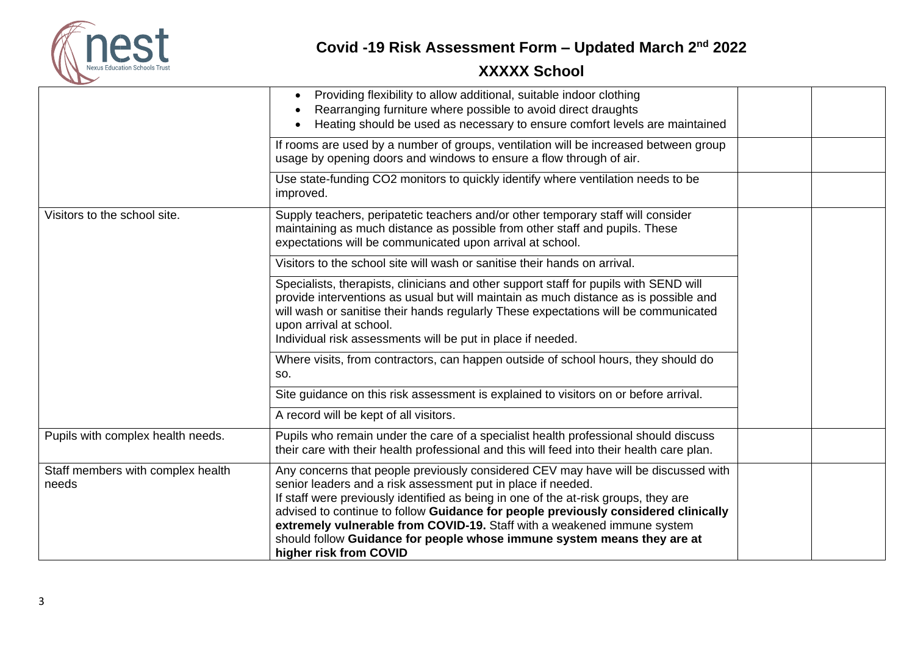| | | | |
|---|---|---|---|
| | • Providing flexibility to allow additional, suitable indoor clothing<br>• Rearranging furniture where possible to avoid direct draughts<br>• Heating should be used as necessary to ensure comfort levels are maintained | | |
| | If rooms are used by a number of groups, ventilation will be increased between group usage by opening doors and windows to ensure a flow through of air. | | |
| | Use state-funding CO2 monitors to quickly identify where ventilation needs to be improved. | | |
| Visitors to the school site. | Supply teachers, peripatetic teachers and/or other temporary staff will consider maintaining as much distance as possible from other staff and pupils. These expectations will be communicated upon arrival at school. | | |
| | Visitors to the school site will wash or sanitise their hands on arrival. | | |
| | Specialists, therapists, clinicians and other support staff for pupils with SEND will provide interventions as usual but will maintain as much distance as is possible and will wash or sanitise their hands regularly These expectations will be communicated upon arrival at school.<br>Individual risk assessments will be put in place if needed. | | |
| | Where visits, from contractors, can happen outside of school hours, they should do so. | | |
| | Site guidance on this risk assessment is explained to visitors on or before arrival. | | |
| | A record will be kept of all visitors. | | |
| Pupils with complex health needs. | Pupils who remain under the care of a specialist health professional should discuss their care with their health professional and this will feed into their health care plan. | | |
| Staff members with complex health needs | Any concerns that people previously considered CEV may have will be discussed with senior leaders and a risk assessment put in place if needed.<br>If staff were previously identified as being in one of the at-risk groups, they are advised to continue to follow **Guidance for people previously considered clinically extremely vulnerable from COVID-19.** Staff with a weakened immune system should follow **Guidance for people whose immune system means they are at higher risk from COVID** | | |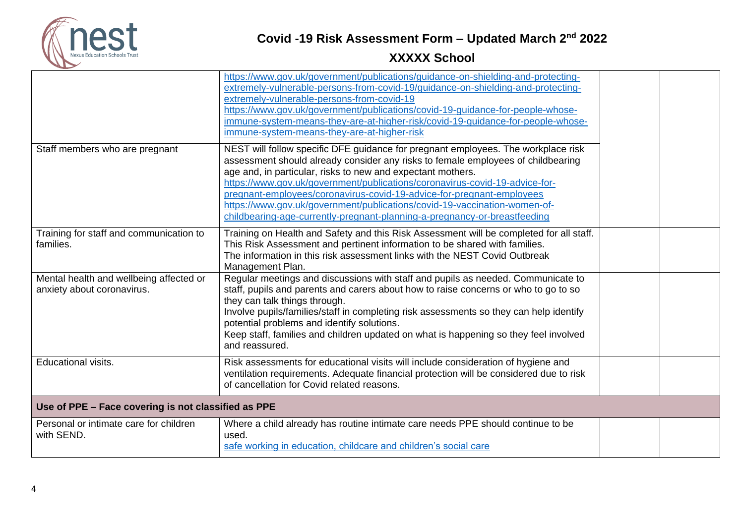| | | | |
|---|---|---|---|
| | https://www.gov.uk/government/publications/guidance-on-shielding-and-protecting-extremely-vulnerable-persons-from-covid-19/guidance-on-shielding-and-protecting-extremely-vulnerable-persons-from-covid-19 https://www.gov.uk/government/publications/covid-19-guidance-for-people-whose-immune-system-means-they-are-at-higher-risk/covid-19-guidance-for-people-whose-immune-system-means-they-are-at-higher-risk | | |
| Staff members who are pregnant | NEST will follow specific DFE guidance for pregnant employees. The workplace risk assessment should already consider any risks to female employees of childbearing age and, in particular, risks to new and expectant mothers. https://www.gov.uk/government/publications/coronavirus-covid-19-advice-for-pregnant-employees/coronavirus-covid-19-advice-for-pregnant-employees https://www.gov.uk/government/publications/covid-19-vaccination-women-of-childbearing-age-currently-pregnant-planning-a-pregnancy-or-breastfeeding | | |
| Training for staff and communication to families. | Training on Health and Safety and this Risk Assessment will be completed for all staff. This Risk Assessment and pertinent information to be shared with families. The information in this risk assessment links with the NEST Covid Outbreak Management Plan. | | |
| Mental health and wellbeing affected or anxiety about coronavirus. | Regular meetings and discussions with staff and pupils as needed. Communicate to staff, pupils and parents and carers about how to raise concerns or who to go to so they can talk things through. Involve pupils/families/staff in completing risk assessments so they can help identify potential problems and identify solutions. Keep staff, families and children updated on what is happening so they feel involved and reassured. | | |
| Educational visits. | Risk assessments for educational visits will include consideration of hygiene and ventilation requirements. Adequate financial protection will be considered due to risk of cancellation for Covid related reasons. | | |
| **Use of PPE – Face covering is not classified as PPE** | | | |
| Personal or intimate care for children with SEND. | Where a child already has routine intimate care needs PPE should continue to be used. safe working in education, childcare and children's social care | | |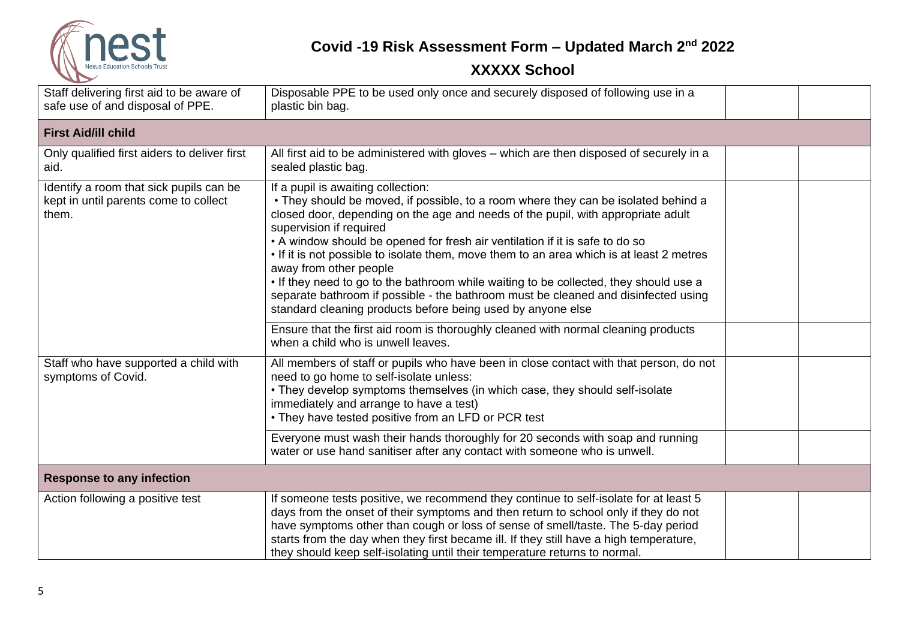| | | | |
|---|---|---|---|
| Staff delivering first aid to be aware of safe use of and disposal of PPE. | Disposable PPE to be used only once and securely disposed of following use in a plastic bin bag. | | |
| **First Aid/ill child** | | | |
| Only qualified first aiders to deliver first aid. | All first aid to be administered with gloves – which are then disposed of securely in a sealed plastic bag. | | |
| Identify a room that sick pupils can be kept in until parents come to collect them. | If a pupil is awaiting collection:<br>• They should be moved, if possible, to a room where they can be isolated behind a closed door, depending on the age and needs of the pupil, with appropriate adult supervision if required<br>• A window should be opened for fresh air ventilation if it is safe to do so<br>• If it is not possible to isolate them, move them to an area which is at least 2 metres away from other people<br>• If they need to go to the bathroom while waiting to be collected, they should use a separate bathroom if possible - the bathroom must be cleaned and disinfected using standard cleaning products before being used by anyone else | | |
| | Ensure that the first aid room is thoroughly cleaned with normal cleaning products when a child who is unwell leaves. | | |
| Staff who have supported a child with symptoms of Covid. | All members of staff or pupils who have been in close contact with that person, do not need to go home to self-isolate unless:<br>• They develop symptoms themselves (in which case, they should self-isolate immediately and arrange to have a test)<br>• They have tested positive from an LFD or PCR test | | |
| | Everyone must wash their hands thoroughly for 20 seconds with soap and running water or use hand sanitiser after any contact with someone who is unwell. | | |
| **Response to any infection** | | | |
| Action following a positive test | If someone tests positive, we recommend they continue to self-isolate for at least 5 days from the onset of their symptoms and then return to school only if they do not have symptoms other than cough or loss of sense of smell/taste. The 5-day period starts from the day when they first became ill. If they still have a high temperature, they should keep self-isolating until their temperature returns to normal. | | |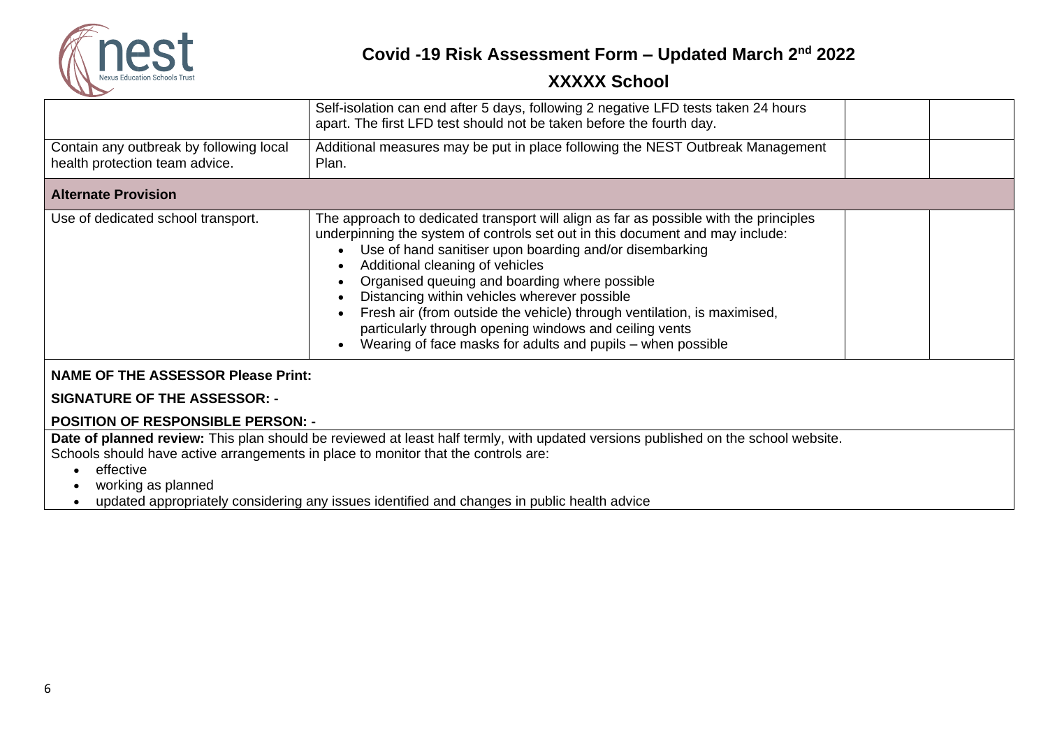| | | | |
|---|---|---|---|
| | Self-isolation can end after 5 days, following 2 negative LFD tests taken 24 hours apart. The first LFD test should not be taken before the fourth day. | | |
| Contain any outbreak by following local health protection team advice. | Additional measures may be put in place following the NEST Outbreak Management Plan. | | |
| **Alternate Provision** | | | |
| Use of dedicated school transport. | The approach to dedicated transport will align as far as possible with the principles underpinning the system of controls set out in this document and may include:<br>• Use of hand sanitiser upon boarding and/or disembarking<br>• Additional cleaning of vehicles<br>• Organised queuing and boarding where possible<br>• Distancing within vehicles wherever possible<br>• Fresh air (from outside the vehicle) through ventilation, is maximised, particularly through opening windows and ceiling vents<br>• Wearing of face masks for adults and pupils – when possible | | |

**NAME OF THE ASSESSOR Please Print:**

**SIGNATURE OF THE ASSESSOR: -**

**POSITION OF RESPONSIBLE PERSON: -**

**Date of planned review:** This plan should be reviewed at least half termly, with updated versions published on the school website.
Schools should have active arrangements in place to monitor that the controls are:

- effective
- working as planned
- updated appropriately considering any issues identified and changes in public health advice